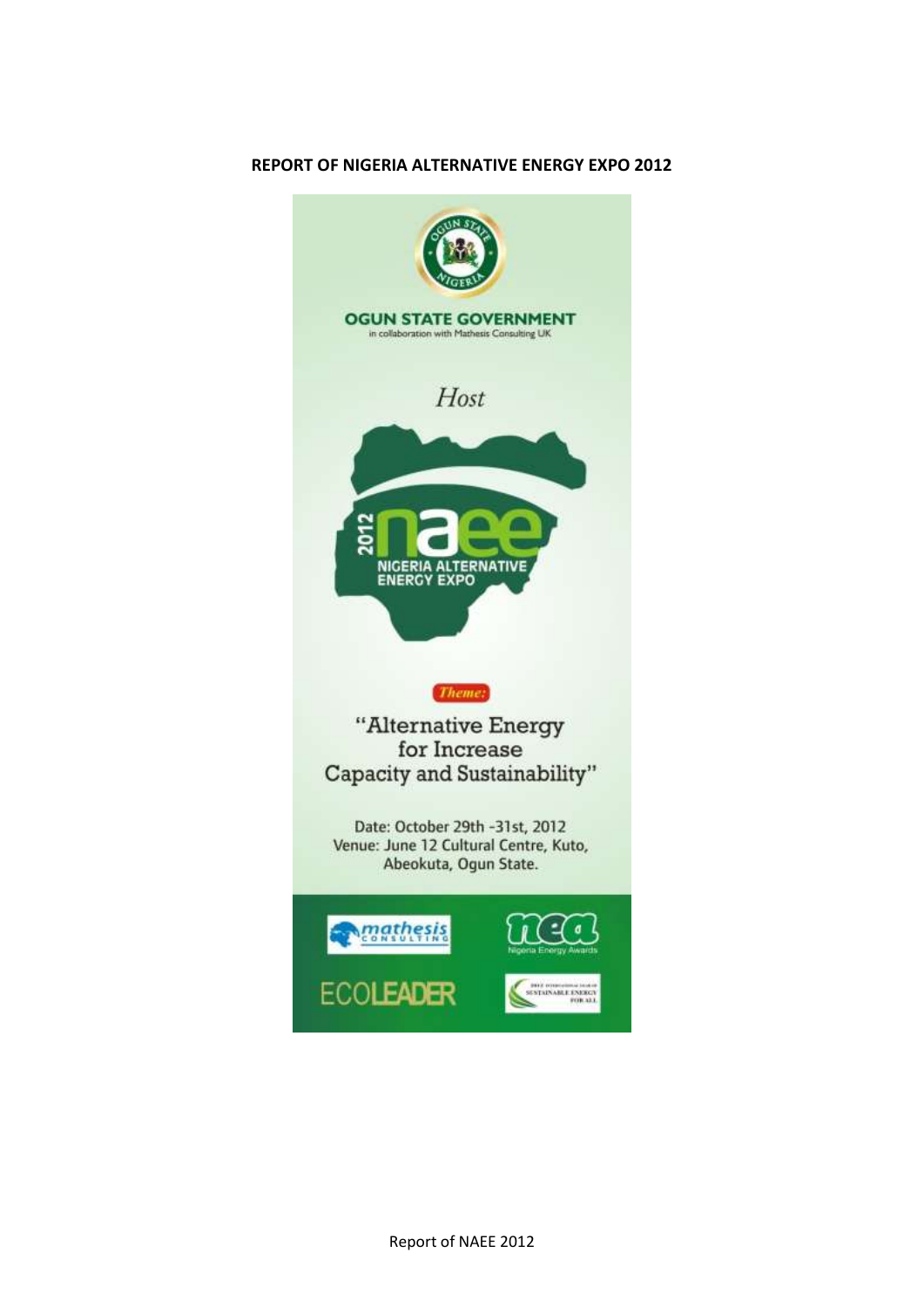**REPORT OF NIGERIA ALTERNATIVE ENERGY EXPO 2012**

OGUN STATE GOVERNMENT

in collaboration with Mathesis Consulting UK

*Host*

2012 naee

NIGERIA ALTERNATIVE ENERGY EXPO

*Theme:*

"Alternative Energy for Increase Capacity and Sustainability"

Date: October 29th -31st, 2012

Venue: June 12 Cultural Centre, Kuto, Abeokuta, Ogun State.

mathesis CONSULTING

nea Nigeria Energy Awards

ECOLEADER

SUSTAINABLE ENERGY FOR ALL

Report of NAEE 2012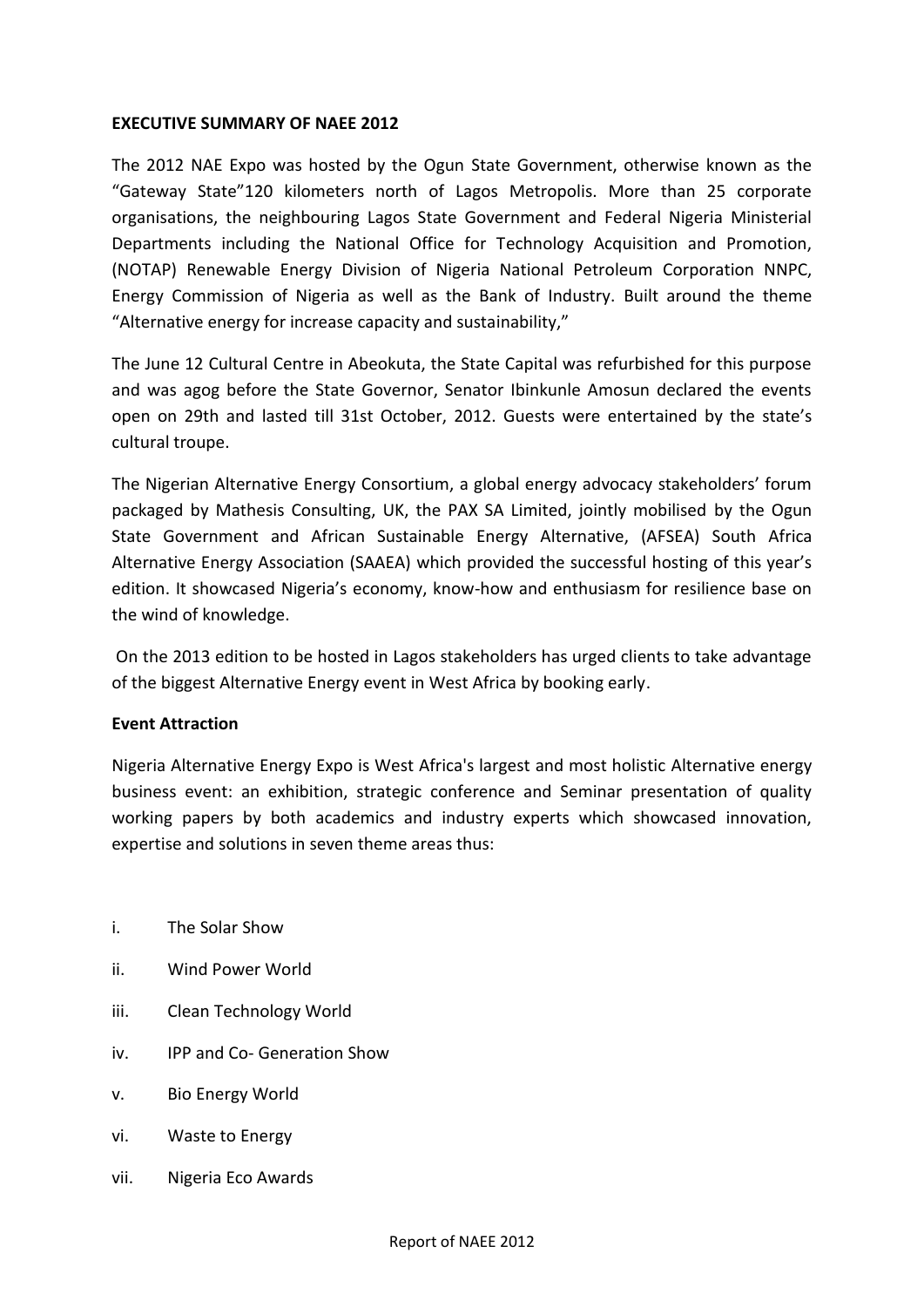**EXECUTIVE SUMMARY OF NAEE 2012**

The 2012 NAE Expo was hosted by the Ogun State Government, otherwise known as the "Gateway State"120 kilometers north of Lagos Metropolis. More than 25 corporate organisations, the neighbouring Lagos State Government and Federal Nigeria Ministerial Departments including the National Office for Technology Acquisition and Promotion, (NOTAP) Renewable Energy Division of Nigeria National Petroleum Corporation NNPC, Energy Commission of Nigeria as well as the Bank of Industry. Built around the theme "Alternative energy for increase capacity and sustainability,"

The June 12 Cultural Centre in Abeokuta, the State Capital was refurbished for this purpose and was agog before the State Governor, Senator Ibinkunle Amosun declared the events open on 29th and lasted till 31st October, 2012. Guests were entertained by the state's cultural troupe.

The Nigerian Alternative Energy Consortium, a global energy advocacy stakeholders' forum packaged by Mathesis Consulting, UK, the PAX SA Limited, jointly mobilised by the Ogun State Government and African Sustainable Energy Alternative, (AFSEA) South Africa Alternative Energy Association (SAAEA) which provided the successful hosting of this year's edition. It showcased Nigeria's economy, know-how and enthusiasm for resilience base on the wind of knowledge.

On the 2013 edition to be hosted in Lagos stakeholders has urged clients to take advantage of the biggest Alternative Energy event in West Africa by booking early.

**Event Attraction**

Nigeria Alternative Energy Expo is West Africa's largest and most holistic Alternative energy business event: an exhibition, strategic conference and Seminar presentation of quality working papers by both academics and industry experts which showcased innovation, expertise and solutions in seven theme areas thus:

i. The Solar Show

ii. Wind Power World

iii. Clean Technology World

iv. IPP and Co- Generation Show

v. Bio Energy World

vi. Waste to Energy

vii. Nigeria Eco Awards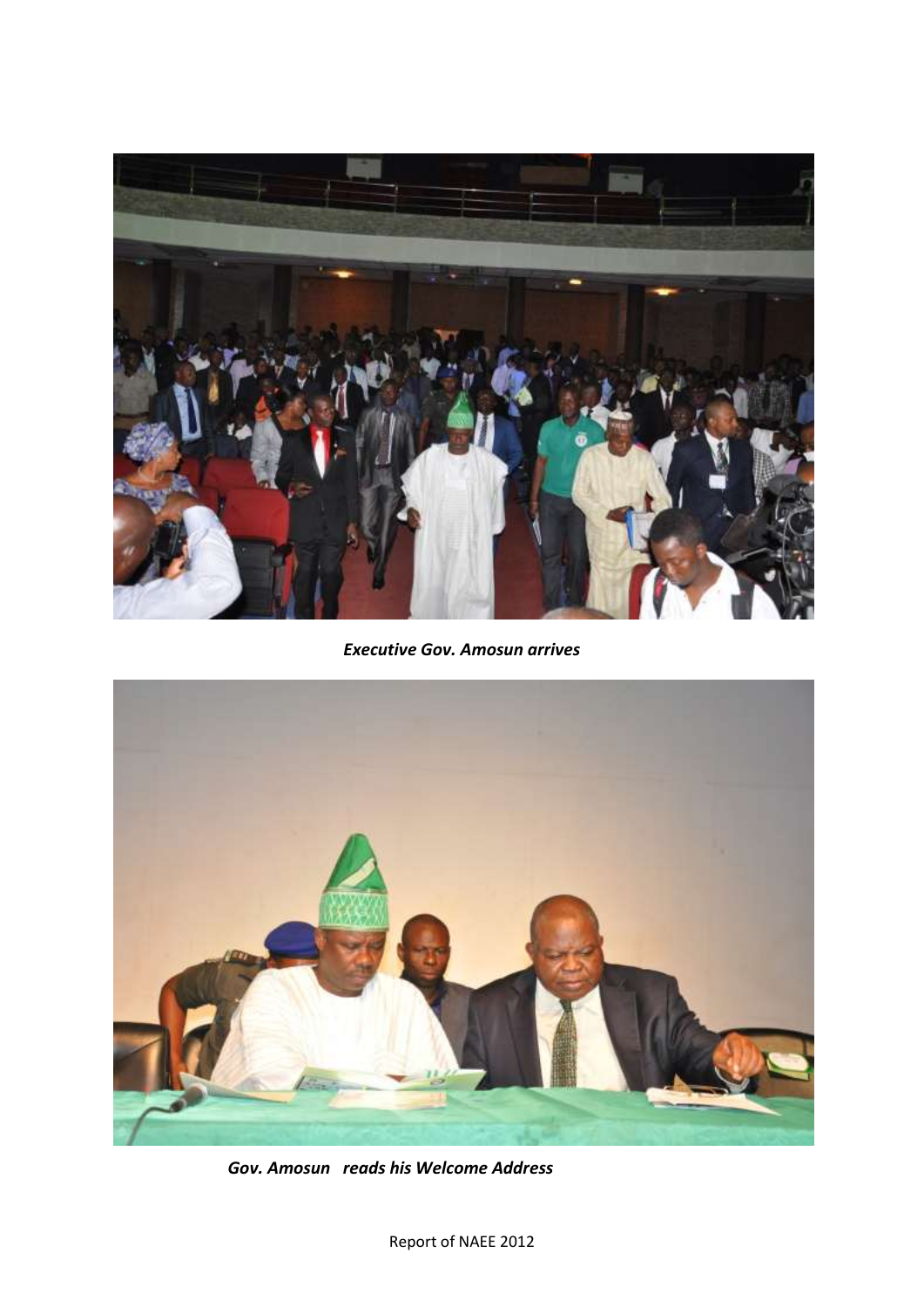*Executive Gov. Amosun arrives*

*Gov. Amosun reads his Welcome Address*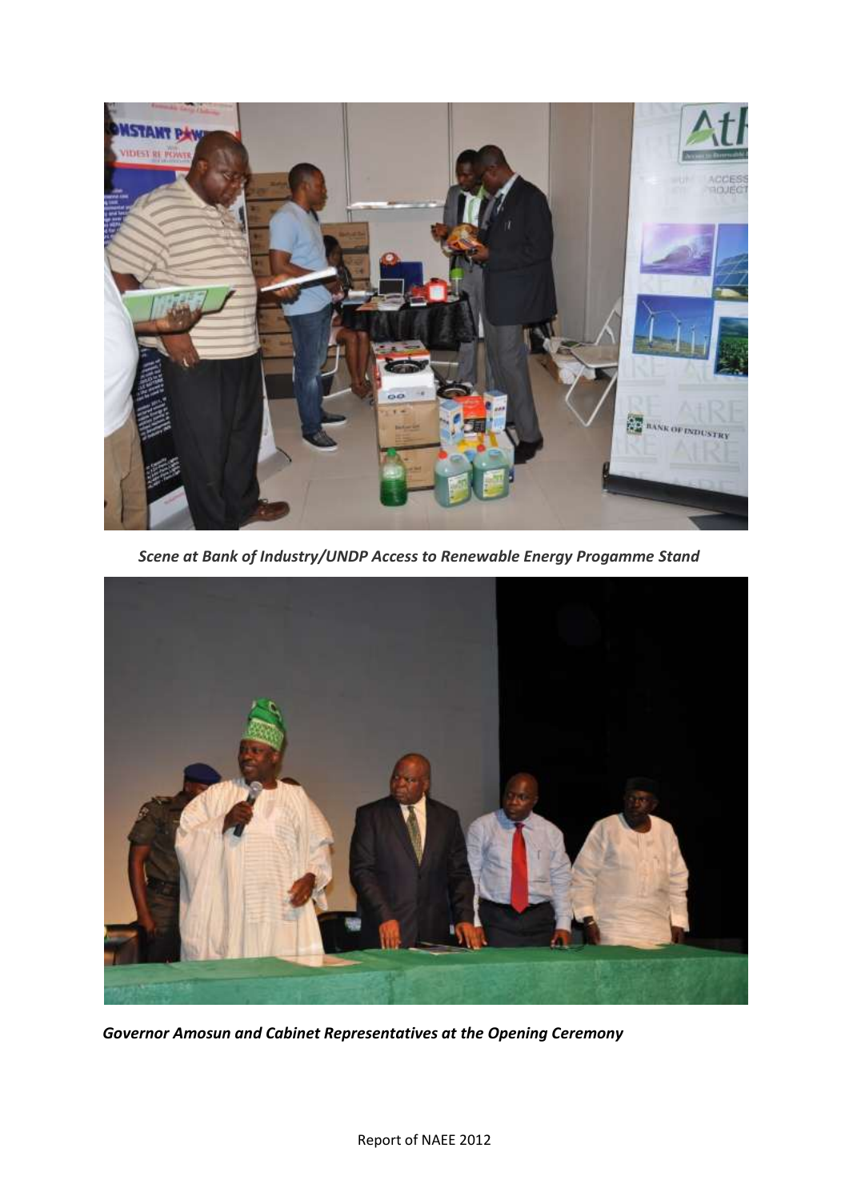*Scene at Bank of Industry/UNDP Access to Renewable Energy Progamme Stand*

*Governor Amosun and Cabinet Representatives at the Opening Ceremony*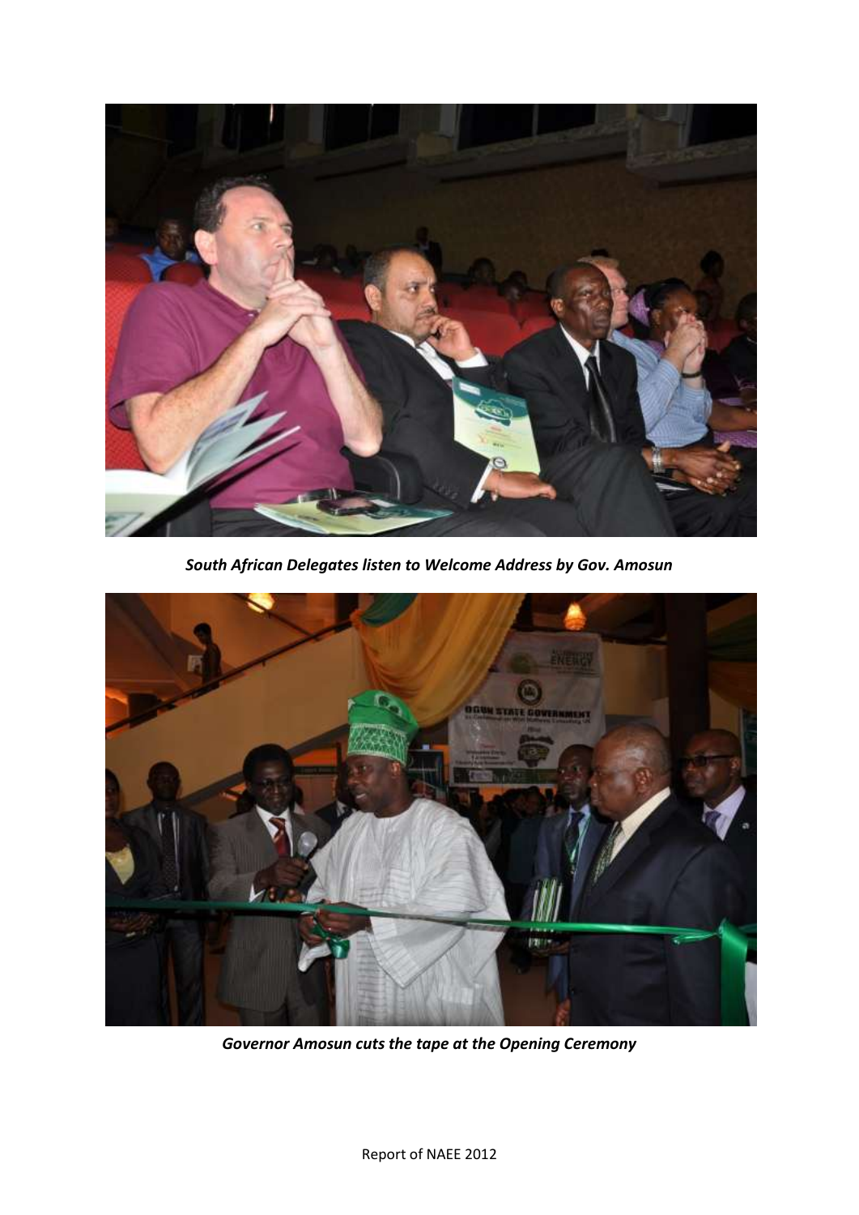*South African Delegates listen to Welcome Address by Gov. Amosun*

*Governor Amosun cuts the tape at the Opening Ceremony*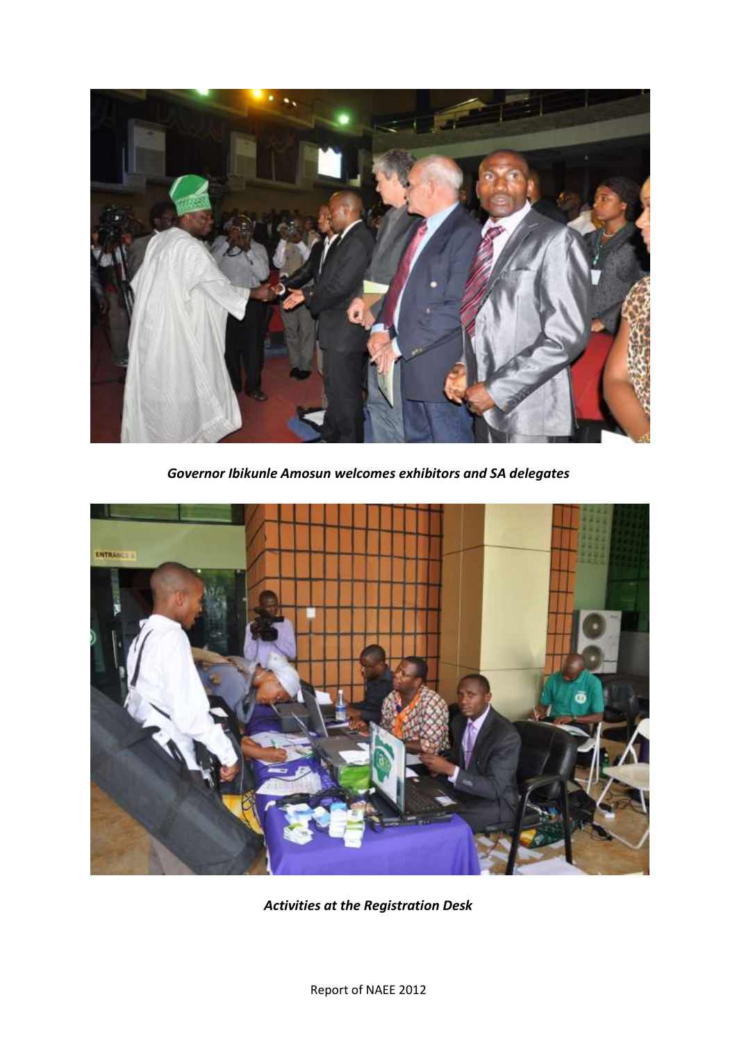*Governor Ibikunle Amosun welcomes exhibitors and SA delegates*

*Activities at the Registration Desk*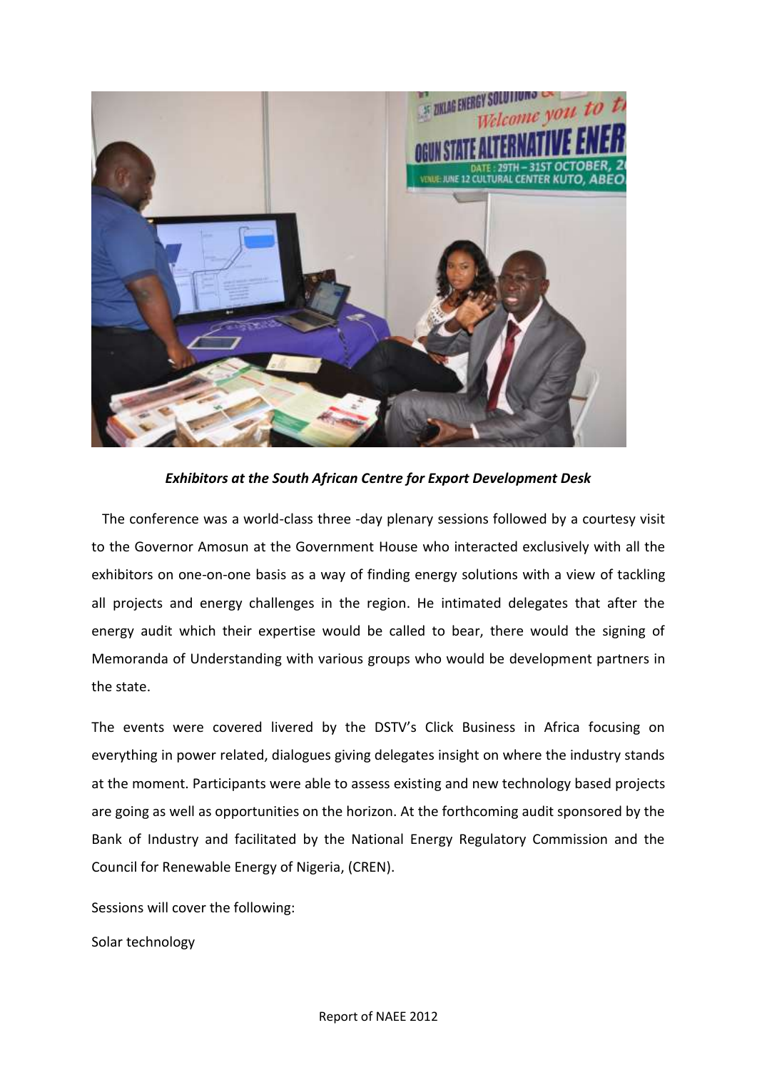*Exhibitors at the South African Centre for Export Development Desk*

The conference was a world-class three -day plenary sessions followed by a courtesy visit to the Governor Amosun at the Government House who interacted exclusively with all the exhibitors on one-on-one basis as a way of finding energy solutions with a view of tackling all projects and energy challenges in the region. He intimated delegates that after the energy audit which their expertise would be called to bear, there would the signing of Memoranda of Understanding with various groups who would be development partners in the state.

The events were covered livered by the DSTV's Click Business in Africa focusing on everything in power related, dialogues giving delegates insight on where the industry stands at the moment. Participants were able to assess existing and new technology based projects are going as well as opportunities on the horizon. At the forthcoming audit sponsored by the Bank of Industry and facilitated by the National Energy Regulatory Commission and the Council for Renewable Energy of Nigeria, (CREN).

Sessions will cover the following:

Solar technology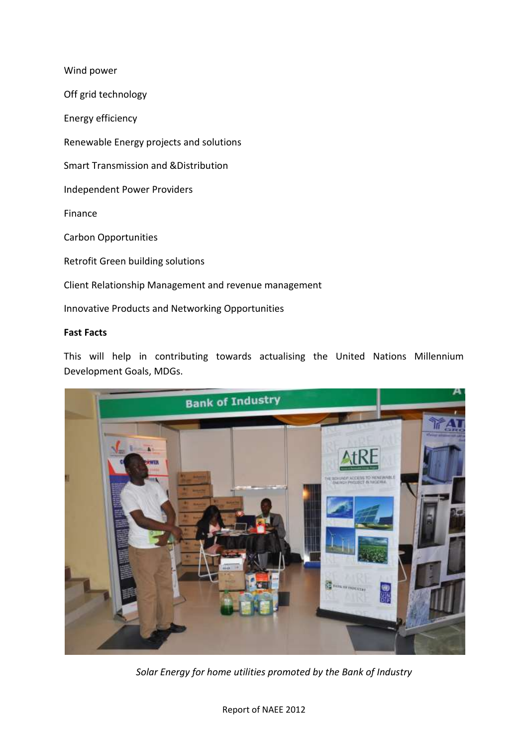Wind power

Off grid technology

Energy efficiency

Renewable Energy projects and solutions

Smart Transmission and &Distribution

Independent Power Providers

Finance

Carbon Opportunities

Retrofit Green building solutions

Client Relationship Management and revenue management

Innovative Products and Networking Opportunities

**Fast Facts**

This will help in contributing towards actualising the United Nations Millennium Development Goals, MDGs.

*Solar Energy for home utilities promoted by the Bank of Industry*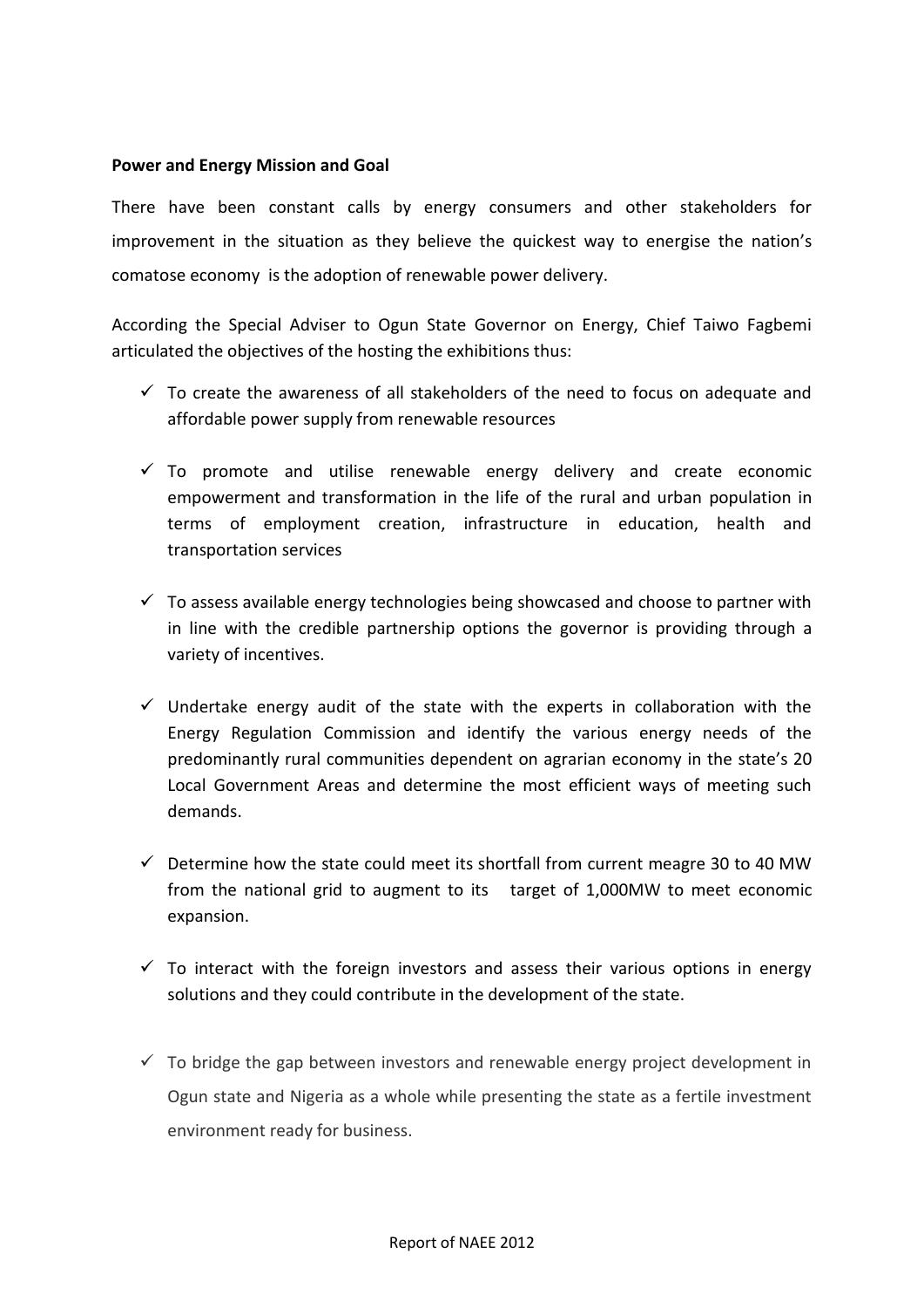**Power and Energy Mission and Goal**

There have been constant calls by energy consumers and other stakeholders for improvement in the situation as they believe the quickest way to energise the nation's comatose economy is the adoption of renewable power delivery.

According the Special Adviser to Ogun State Governor on Energy, Chief Taiwo Fagbemi articulated the objectives of the hosting the exhibitions thus:

- ✓ To create the awareness of all stakeholders of the need to focus on adequate and affordable power supply from renewable resources
- ✓ To promote and utilise renewable energy delivery and create economic empowerment and transformation in the life of the rural and urban population in terms of employment creation, infrastructure in education, health and transportation services
- ✓ To assess available energy technologies being showcased and choose to partner with in line with the credible partnership options the governor is providing through a variety of incentives.
- ✓ Undertake energy audit of the state with the experts in collaboration with the Energy Regulation Commission and identify the various energy needs of the predominantly rural communities dependent on agrarian economy in the state's 20 Local Government Areas and determine the most efficient ways of meeting such demands.
- ✓ Determine how the state could meet its shortfall from current meagre 30 to 40 MW from the national grid to augment to its target of 1,000MW to meet economic expansion.
- ✓ To interact with the foreign investors and assess their various options in energy solutions and they could contribute in the development of the state.
- ✓ To bridge the gap between investors and renewable energy project development in Ogun state and Nigeria as a whole while presenting the state as a fertile investment environment ready for business.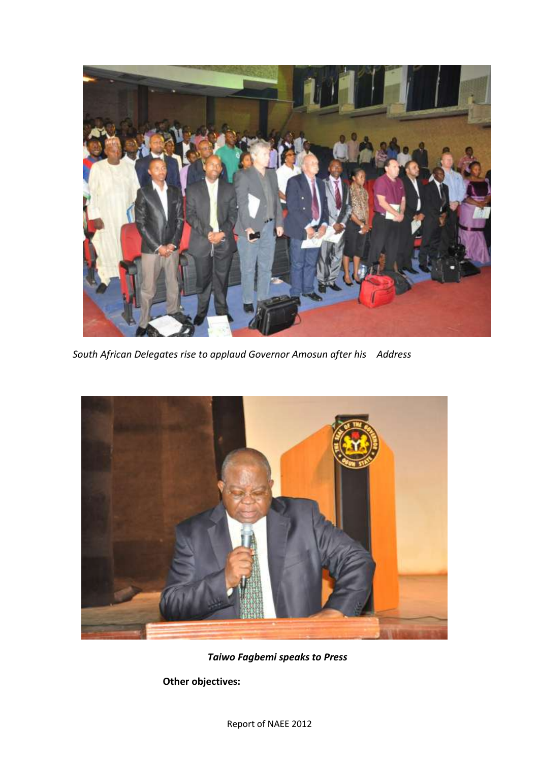*South African Delegates rise to applaud Governor Amosun after his Address*

***Taiwo Fagbemi speaks to Press***

**Other objectives:**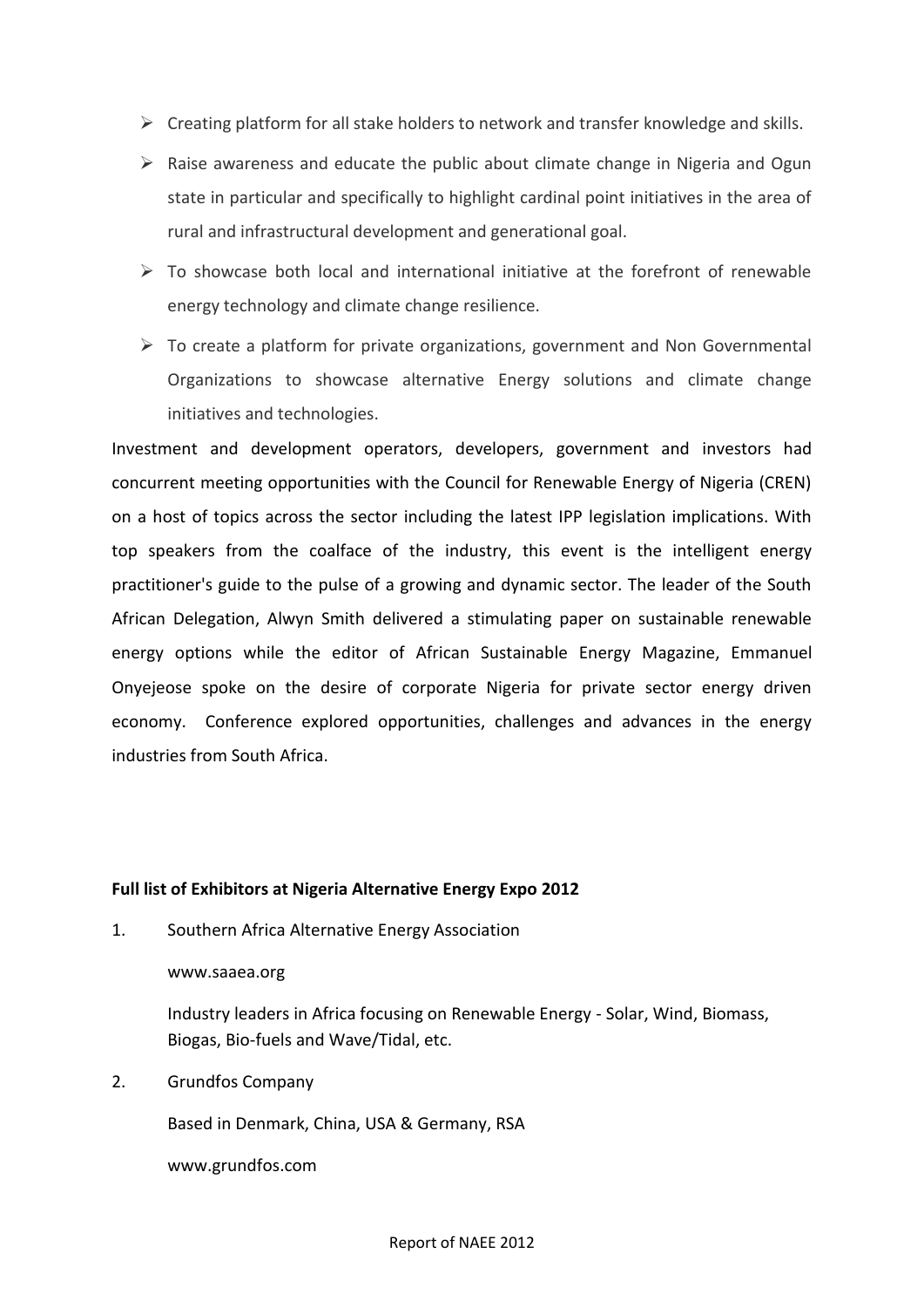- Creating platform for all stake holders to network and transfer knowledge and skills.
- Raise awareness and educate the public about climate change in Nigeria and Ogun state in particular and specifically to highlight cardinal point initiatives in the area of rural and infrastructural development and generational goal.
- To showcase both local and international initiative at the forefront of renewable energy technology and climate change resilience.
- To create a platform for private organizations, government and Non Governmental Organizations to showcase alternative Energy solutions and climate change initiatives and technologies.

Investment and development operators, developers, government and investors had concurrent meeting opportunities with the Council for Renewable Energy of Nigeria (CREN) on a host of topics across the sector including the latest IPP legislation implications. With top speakers from the coalface of the industry, this event is the intelligent energy practitioner's guide to the pulse of a growing and dynamic sector. The leader of the South African Delegation, Alwyn Smith delivered a stimulating paper on sustainable renewable energy options while the editor of African Sustainable Energy Magazine, Emmanuel Onyejeose spoke on the desire of corporate Nigeria for private sector energy driven economy. Conference explored opportunities, challenges and advances in the energy industries from South Africa.

**Full list of Exhibitors at Nigeria Alternative Energy Expo 2012**

1. Southern Africa Alternative Energy Association

   www.saaea.org

   Industry leaders in Africa focusing on Renewable Energy - Solar, Wind, Biomass, Biogas, Bio-fuels and Wave/Tidal, etc.

2. Grundfos Company

   Based in Denmark, China, USA & Germany, RSA

   www.grundfos.com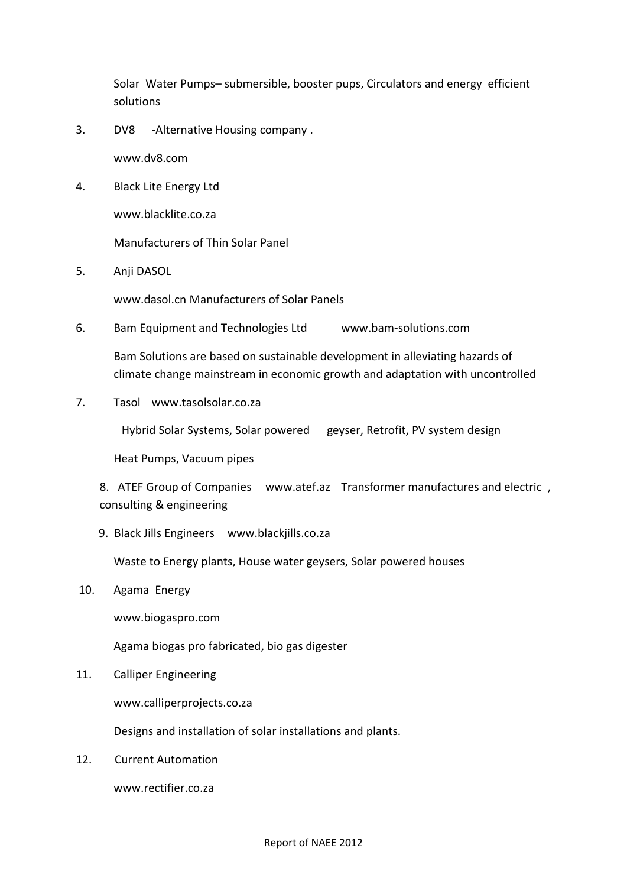Solar Water Pumps– submersible, booster pups, Circulators and energy efficient solutions

3. DV8 -Alternative Housing company .

   www.dv8.com

4. Black Lite Energy Ltd

   www.blacklite.co.za

   Manufacturers of Thin Solar Panel

5. Anji DASOL

   www.dasol.cn Manufacturers of Solar Panels

6. Bam Equipment and Technologies Ltd www.bam-solutions.com

   Bam Solutions are based on sustainable development in alleviating hazards of climate change mainstream in economic growth and adaptation with uncontrolled

7. Tasol www.tasolsolar.co.za

   Hybrid Solar Systems, Solar powered geyser, Retrofit, PV system design

   Heat Pumps, Vacuum pipes

8. ATEF Group of Companies www.atef.az Transformer manufactures and electric , consulting & engineering

9. Black Jills Engineers www.blackjills.co.za

   Waste to Energy plants, House water geysers, Solar powered houses

10. Agama Energy

    www.biogaspro.com

    Agama biogas pro fabricated, bio gas digester

11. Calliper Engineering

    www.calliperprojects.co.za

    Designs and installation of solar installations and plants.

12. Current Automation

    www.rectifier.co.za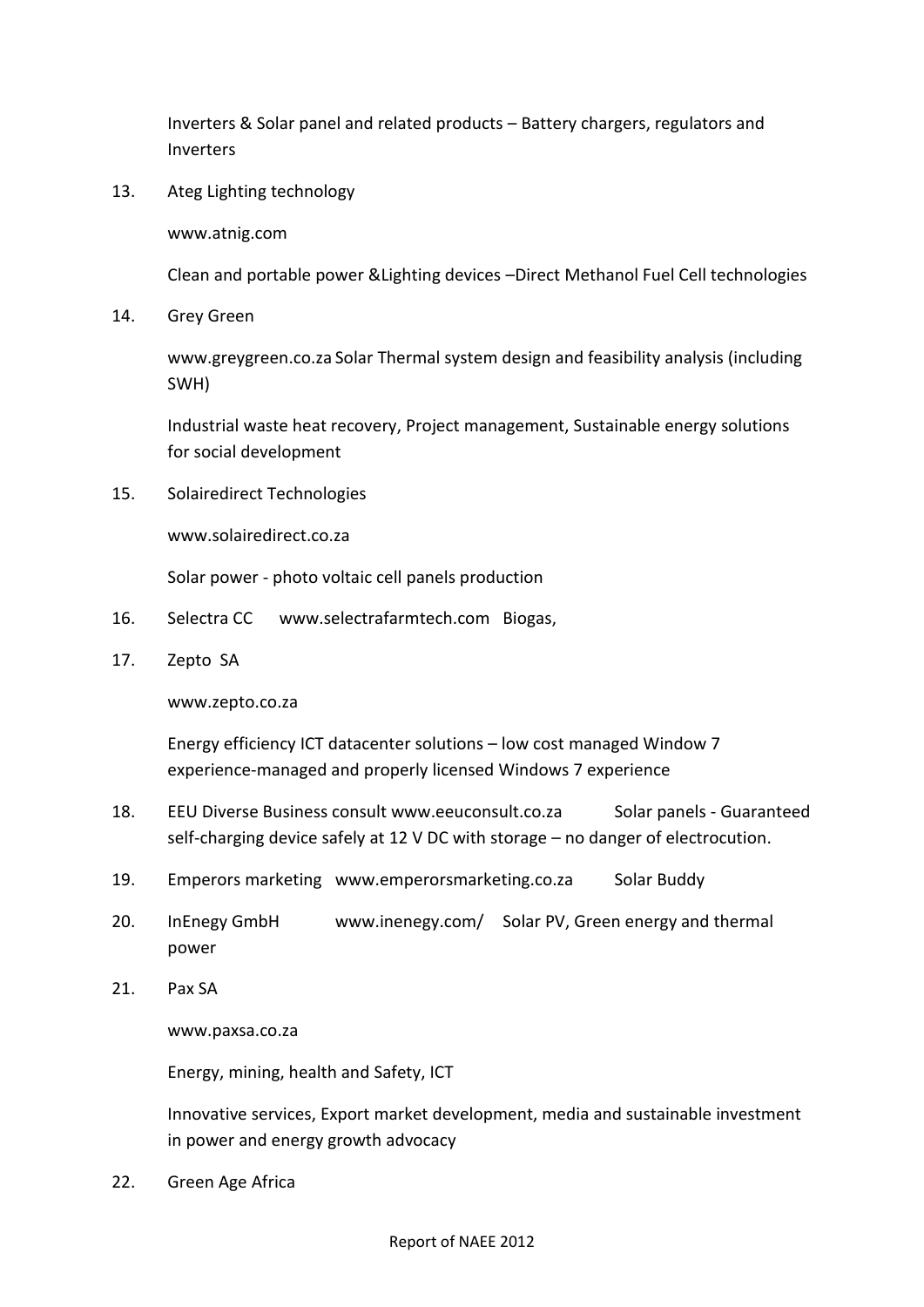Inverters & Solar panel and related products – Battery chargers, regulators and Inverters

13. Ateg Lighting technology

    www.atnig.com

    Clean and portable power &Lighting devices –Direct Methanol Fuel Cell technologies

14. Grey Green

    www.greygreen.co.za Solar Thermal system design and feasibility analysis (including SWH)

    Industrial waste heat recovery, Project management, Sustainable energy solutions for social development

15. Solairedirect Technologies

    www.solairedirect.co.za

    Solar power - photo voltaic cell panels production

16. Selectra CC www.selectrafarmtech.com Biogas,

17. Zepto SA

    www.zepto.co.za

    Energy efficiency ICT datacenter solutions – low cost managed Window 7 experience-managed and properly licensed Windows 7 experience

18. EEU Diverse Business consult www.eeuconsult.co.za Solar panels - Guaranteed self-charging device safely at 12 V DC with storage – no danger of electrocution.

19. Emperors marketing www.emperorsmarketing.co.za Solar Buddy

20. InEnegy GmbH www.inenegy.com/ Solar PV, Green energy and thermal power

21. Pax SA

    www.paxsa.co.za

    Energy, mining, health and Safety, ICT

    Innovative services, Export market development, media and sustainable investment in power and energy growth advocacy

22. Green Age Africa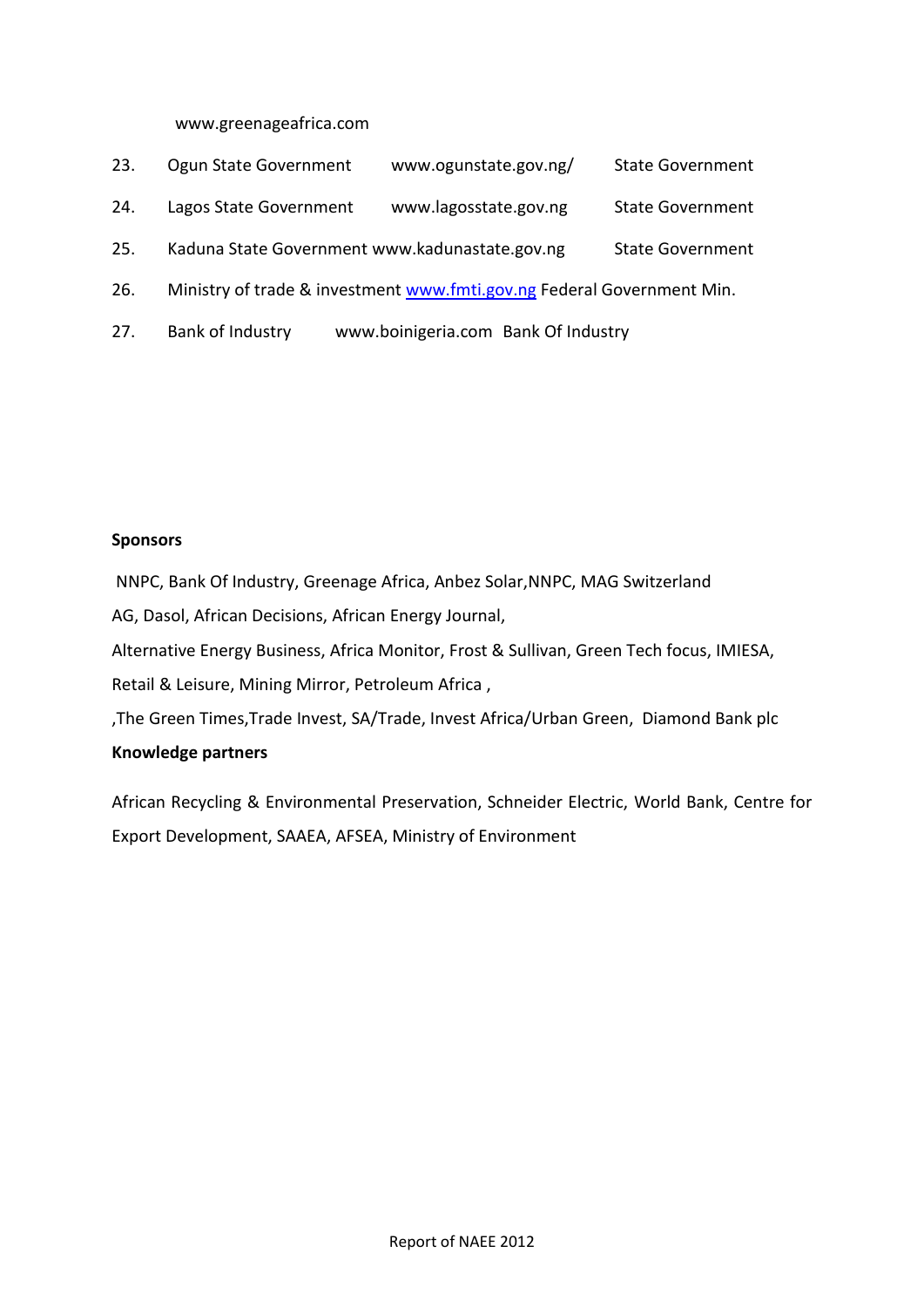www.greenageafrica.com

| 23. | Ogun State Government | www.ogunstate.gov.ng/ | State Government |
|---|---|---|---|
| 24. | Lagos State Government | www.lagosstate.gov.ng | State Government |
| 25. | Kaduna State Government | www.kadunastate.gov.ng | State Government |
| 26. | Ministry of trade & investment | www.fmti.gov.ng | Federal Government Min. |
| 27. | Bank of Industry | www.boinigeria.com | Bank Of Industry |

**Sponsors**

NNPC, Bank Of Industry, Greenage Africa, Anbez Solar,NNPC, MAG Switzerland AG, Dasol, African Decisions, African Energy Journal, Alternative Energy Business, Africa Monitor, Frost & Sullivan, Green Tech focus, IMIESA, Retail & Leisure, Mining Mirror, Petroleum Africa , ,The Green Times,Trade Invest, SA/Trade, Invest Africa/Urban Green, Diamond Bank plc

**Knowledge partners**

African Recycling & Environmental Preservation, Schneider Electric, World Bank, Centre for Export Development, SAAEA, AFSEA, Ministry of Environment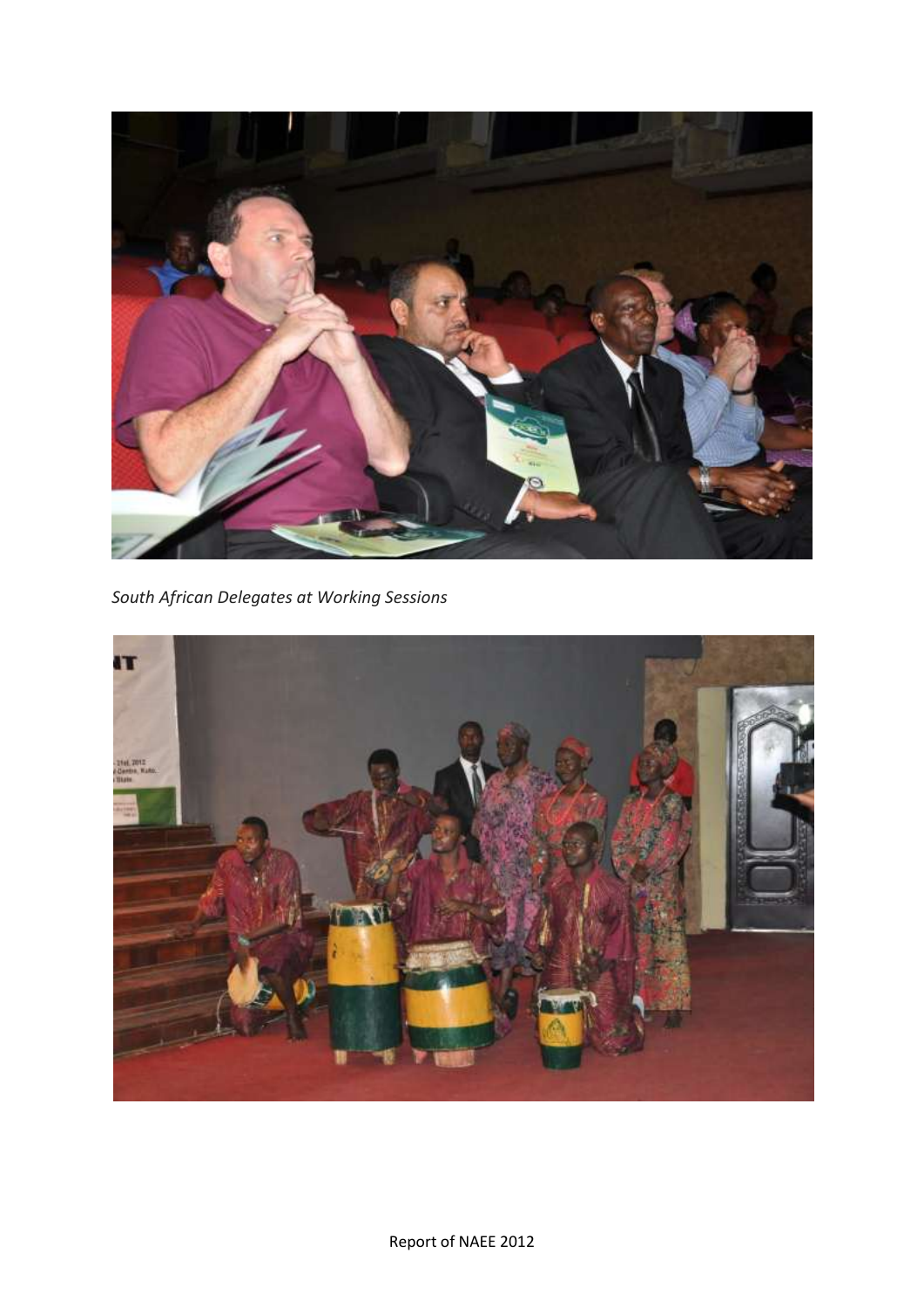*South African Delegates at Working Sessions*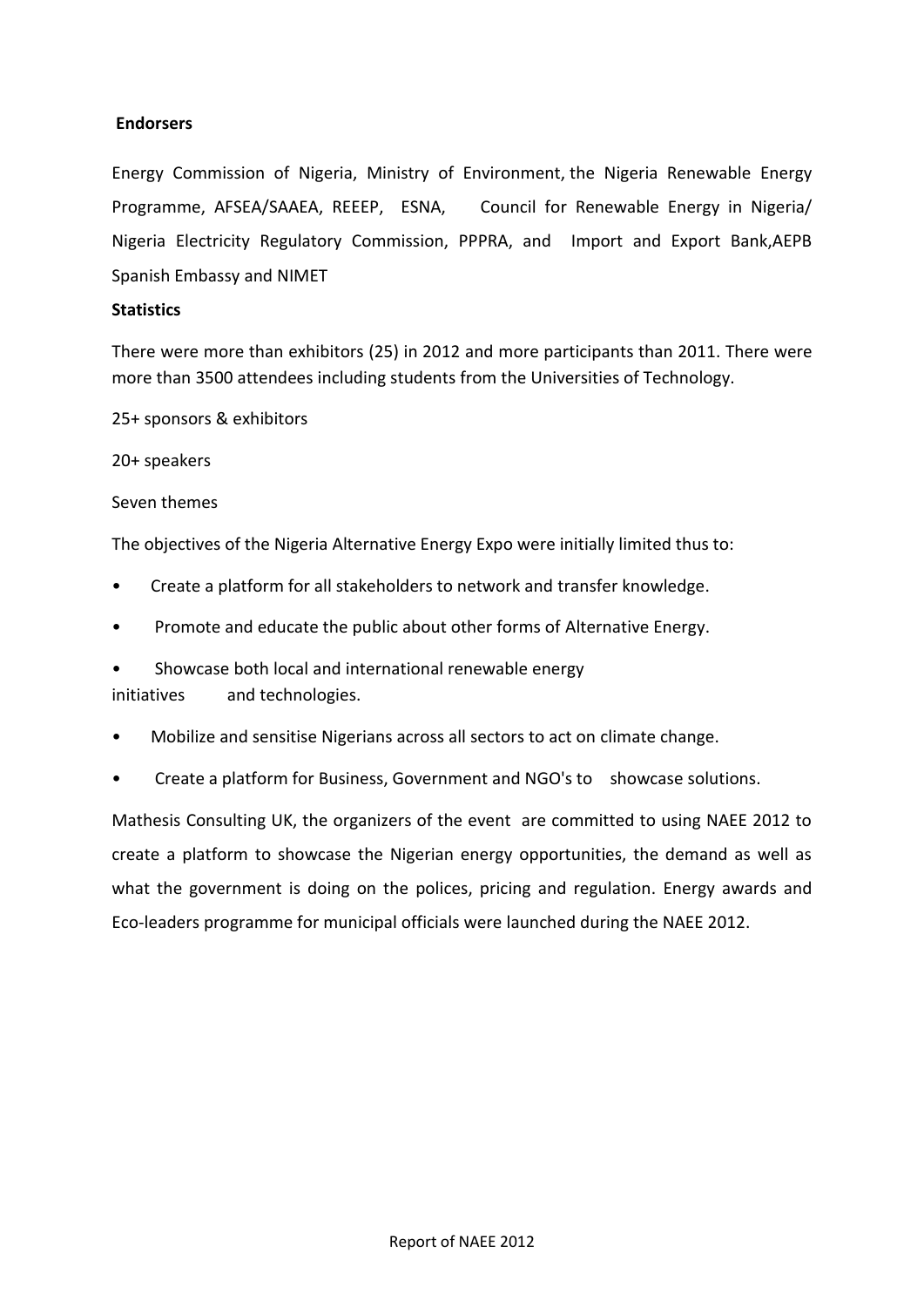**Endorsers**

Energy Commission of Nigeria, Ministry of Environment, the Nigeria Renewable Energy Programme, AFSEA/SAAEA, REEEP, ESNA, Council for Renewable Energy in Nigeria/ Nigeria Electricity Regulatory Commission, PPPRA, and Import and Export Bank,AEPB Spanish Embassy and NIMET

**Statistics**

There were more than exhibitors (25) in 2012 and more participants than 2011. There were more than 3500 attendees including students from the Universities of Technology.

25+ sponsors & exhibitors

20+ speakers

Seven themes

The objectives of the Nigeria Alternative Energy Expo were initially limited thus to:

- Create a platform for all stakeholders to network and transfer knowledge.
- Promote and educate the public about other forms of Alternative Energy.
- Showcase both local and international renewable energy initiatives and technologies.
- Mobilize and sensitise Nigerians across all sectors to act on climate change.
- Create a platform for Business, Government and NGO's to showcase solutions.

Mathesis Consulting UK, the organizers of the event are committed to using NAEE 2012 to create a platform to showcase the Nigerian energy opportunities, the demand as well as what the government is doing on the polices, pricing and regulation. Energy awards and Eco-leaders programme for municipal officials were launched during the NAEE 2012.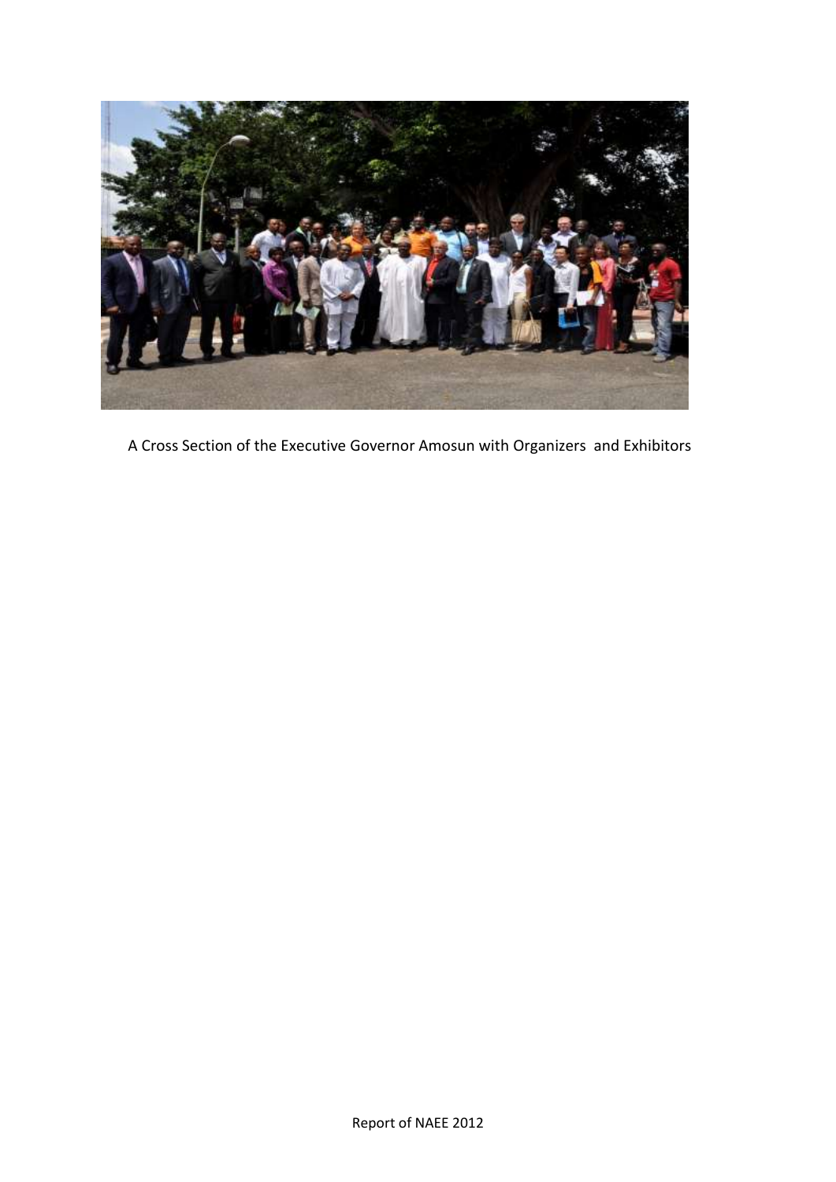A Cross Section of the Executive Governor Amosun with Organizers and Exhibitors